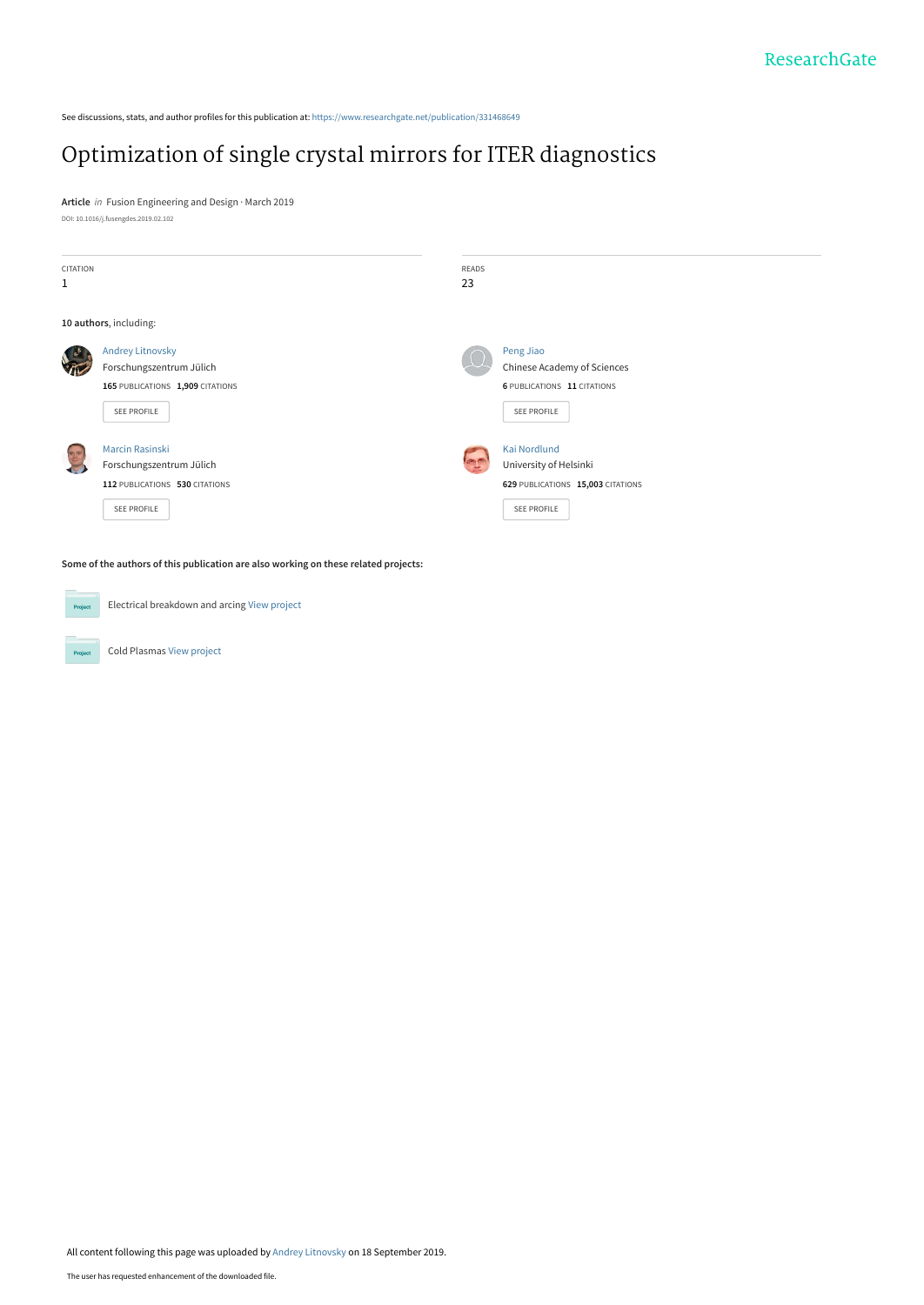See discussions, stats, and author profiles for this publication at: https://www.researchgate.net/publication/331468649

# Optimization of single crystal mirrors for ITER diagnostics

**Article** *in* Fusion Engineering and Design · March 2019

DOI: 10.1016/j.fusengdes.2019.02.102

| CITATION | READS |
|---|---|
| 1 | 23 |

**10 authors**, including:

**Andrey Litnovsky**
Forschungszentrum Jülich
165 PUBLICATIONS 1,909 CITATIONS
SEE PROFILE

**Peng Jiao**
Chinese Academy of Sciences
6 PUBLICATIONS 11 CITATIONS
SEE PROFILE

**Marcin Rasinski**
Forschungszentrum Jülich
112 PUBLICATIONS 530 CITATIONS
SEE PROFILE

**Kai Nordlund**
University of Helsinki
629 PUBLICATIONS 15,003 CITATIONS
SEE PROFILE

**Some of the authors of this publication are also working on these related projects:**

- Electrical breakdown and arcing View project
- Cold Plasmas View project

All content following this page was uploaded by Andrey Litnovsky on 18 September 2019.

The user has requested enhancement of the downloaded file.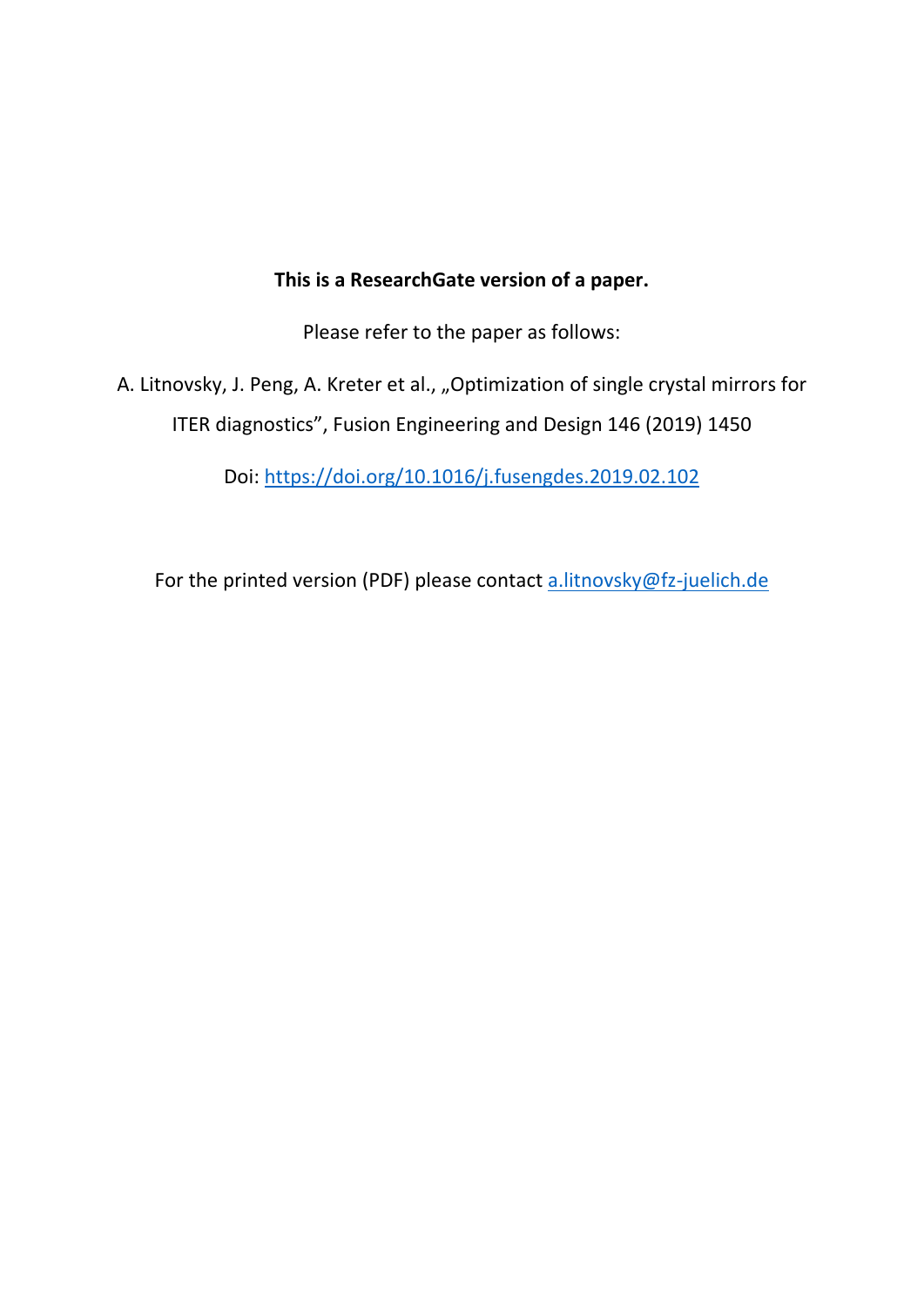**This is a ResearchGate version of a paper.**

Please refer to the paper as follows:

A. Litnovsky, J. Peng, A. Kreter et al., „Optimization of single crystal mirrors for ITER diagnostics", Fusion Engineering and Design 146 (2019) 1450

Doi: [https://doi.org/10.1016/j.fusengdes.2019.02.102](https://doi.org/10.1016/j.fusengdes.2019.02.102)

For the printed version (PDF) please contact [a.litnovsky@fz-juelich.de](mailto:a.litnovsky@fz-juelich.de)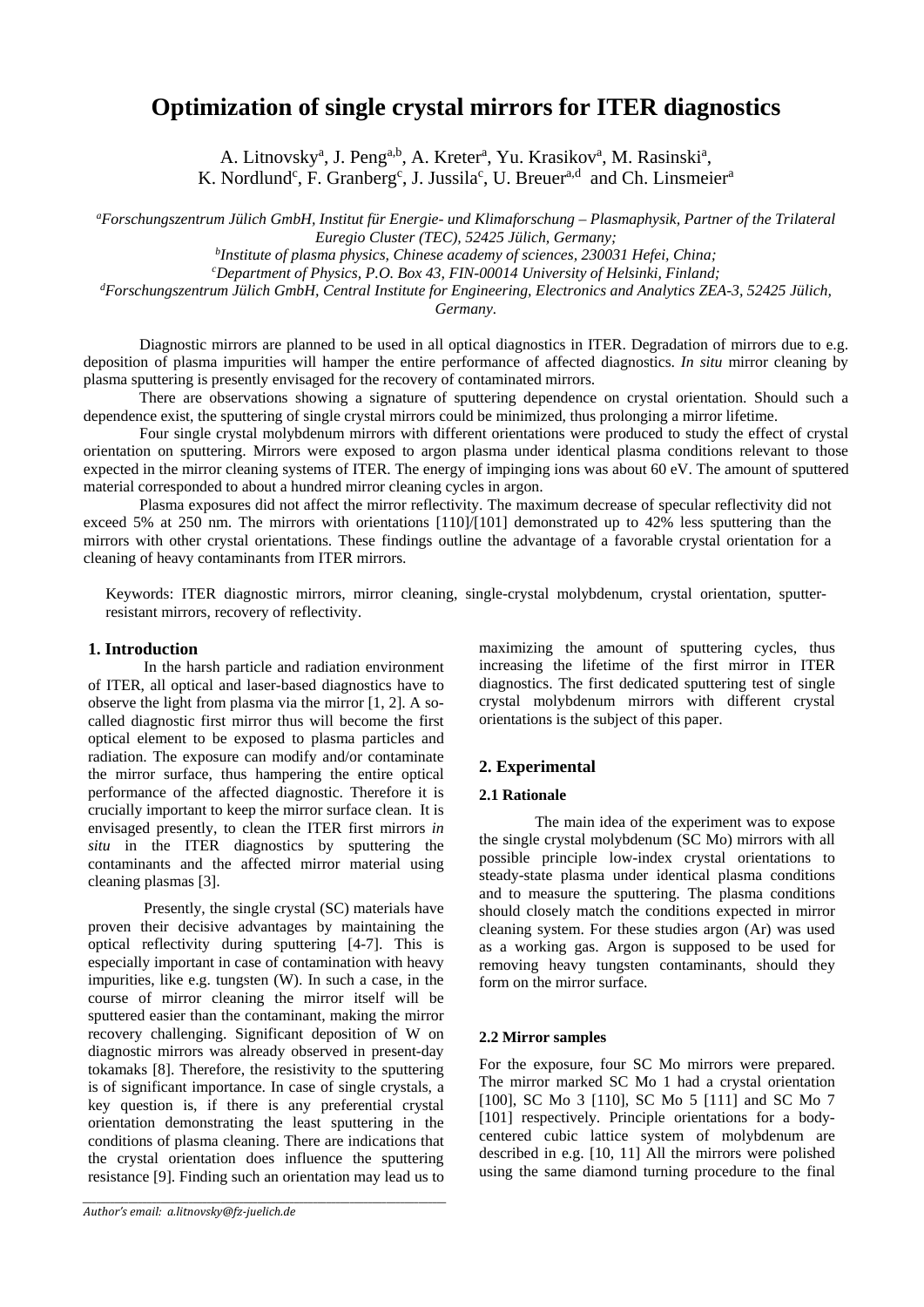# Optimization of single crystal mirrors for ITER diagnostics

A. Litnovsky[a], J. Peng[a,b], A. Kreter[a], Yu. Krasikov[a], M. Rasinski[a], K. Nordlund[c], F. Granberg[c], J. Jussila[c], U. Breuer[a,d] and Ch. Linsmeier[a]

[a] *Forschungszentrum Jülich GmbH, Institut für Energie- und Klimaforschung – Plasmaphysik, Partner of the Trilateral Euregio Cluster (TEC), 52425 Jülich, Germany;*
[b] *Institute of plasma physics, Chinese academy of sciences, 230031 Hefei, China;*
[c] *Department of Physics, P.O. Box 43, FIN-00014 University of Helsinki, Finland;*
[d] *Forschungszentrum Jülich GmbH, Central Institute for Engineering, Electronics and Analytics ZEA-3, 52425 Jülich, Germany.*

Diagnostic mirrors are planned to be used in all optical diagnostics in ITER. Degradation of mirrors due to e.g. deposition of plasma impurities will hamper the entire performance of affected diagnostics. *In situ* mirror cleaning by plasma sputtering is presently envisaged for the recovery of contaminated mirrors.

There are observations showing a signature of sputtering dependence on crystal orientation. Should such a dependence exist, the sputtering of single crystal mirrors could be minimized, thus prolonging a mirror lifetime.

Four single crystal molybdenum mirrors with different orientations were produced to study the effect of crystal orientation on sputtering. Mirrors were exposed to argon plasma under identical plasma conditions relevant to those expected in the mirror cleaning systems of ITER. The energy of impinging ions was about 60 eV. The amount of sputtered material corresponded to about a hundred mirror cleaning cycles in argon.

Plasma exposures did not affect the mirror reflectivity. The maximum decrease of specular reflectivity did not exceed 5% at 250 nm. The mirrors with orientations [110]/[101] demonstrated up to 42% less sputtering than the mirrors with other crystal orientations. These findings outline the advantage of a favorable crystal orientation for a cleaning of heavy contaminants from ITER mirrors.

Keywords: ITER diagnostic mirrors, mirror cleaning, single-crystal molybdenum, crystal orientation, sputter-resistant mirrors, recovery of reflectivity.

## 1. Introduction

In the harsh particle and radiation environment of ITER, all optical and laser-based diagnostics have to observe the light from plasma via the mirror [1, 2]. A so-called diagnostic first mirror thus will become the first optical element to be exposed to plasma particles and radiation. The exposure can modify and/or contaminate the mirror surface, thus hampering the entire optical performance of the affected diagnostic. Therefore it is crucially important to keep the mirror surface clean. It is envisaged presently, to clean the ITER first mirrors *in situ* in the ITER diagnostics by sputtering the contaminants and the affected mirror material using cleaning plasmas [3].

Presently, the single crystal (SC) materials have proven their decisive advantages by maintaining the optical reflectivity during sputtering [4-7]. This is especially important in case of contamination with heavy impurities, like e.g. tungsten (W). In such a case, in the course of mirror cleaning the mirror itself will be sputtered easier than the contaminant, making the mirror recovery challenging. Significant deposition of W on diagnostic mirrors was already observed in present-day tokamaks [8]. Therefore, the resistivity to the sputtering is of significant importance. In case of single crystals, a key question is, if there is any preferential crystal orientation demonstrating the least sputtering in the conditions of plasma cleaning. There are indications that the crystal orientation does influence the sputtering resistance [9]. Finding such an orientation may lead us to maximizing the amount of sputtering cycles, thus increasing the lifetime of the first mirror in ITER diagnostics. The first dedicated sputtering test of single crystal molybdenum mirrors with different crystal orientations is the subject of this paper.

## 2. Experimental

### 2.1 Rationale

The main idea of the experiment was to expose the single crystal molybdenum (SC Mo) mirrors with all possible principle low-index crystal orientations to steady-state plasma under identical plasma conditions and to measure the sputtering. The plasma conditions should closely match the conditions expected in mirror cleaning system. For these studies argon (Ar) was used as a working gas. Argon is supposed to be used for removing heavy tungsten contaminants, should they form on the mirror surface.

### 2.2 Mirror samples

For the exposure, four SC Mo mirrors were prepared. The mirror marked SC Mo 1 had a crystal orientation [100], SC Mo 3 [110], SC Mo 5 [111] and SC Mo 7 [101] respectively. Principle orientations for a body-centered cubic lattice system of molybdenum are described in e.g. [10, 11] All the mirrors were polished using the same diamond turning procedure to the final

*Author's email: a.litnovsky@fz-juelich.de*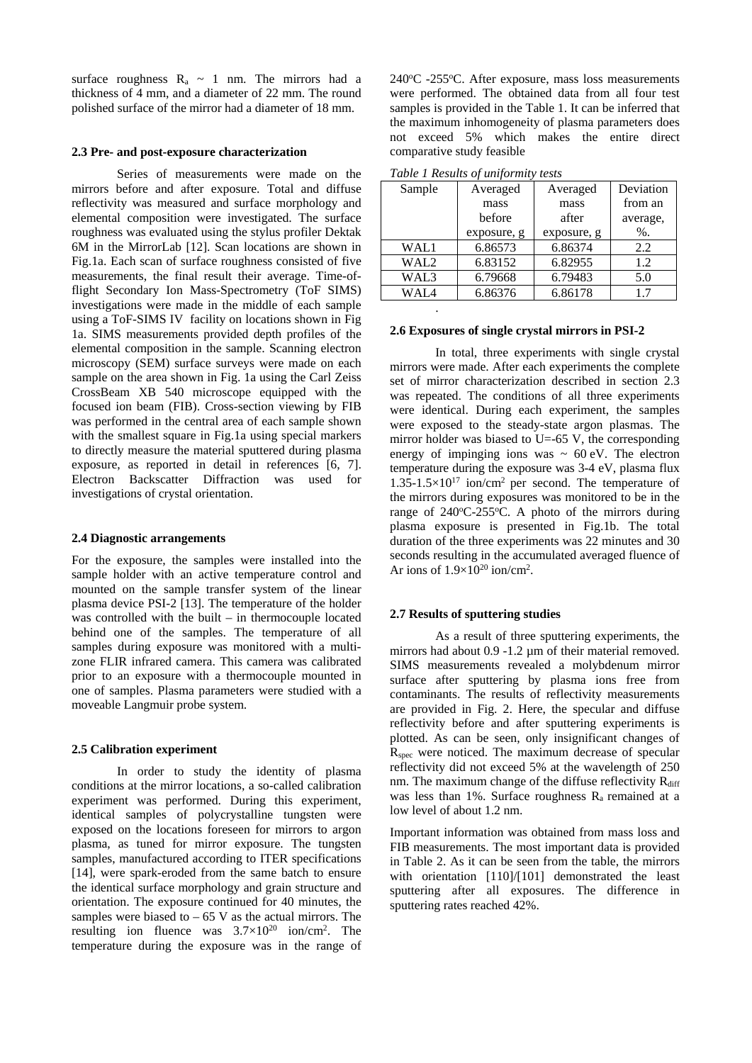surface roughness $R_a$ ~ 1 nm. The mirrors had a thickness of 4 mm, and a diameter of 22 mm. The round polished surface of the mirror had a diameter of 18 mm.

### 2.3 Pre- and post-exposure characterization

Series of measurements were made on the mirrors before and after exposure. Total and diffuse reflectivity was measured and surface morphology and elemental composition were investigated. The surface roughness was evaluated using the stylus profiler Dektak 6M in the MirrorLab [12]. Scan locations are shown in Fig.1a. Each scan of surface roughness consisted of five measurements, the final result their average. Time-of-flight Secondary Ion Mass-Spectrometry (ToF SIMS) investigations were made in the middle of each sample using a ToF-SIMS IV facility on locations shown in Fig 1a. SIMS measurements provided depth profiles of the elemental composition in the sample. Scanning electron microscopy (SEM) surface surveys were made on each sample on the area shown in Fig. 1a using the Carl Zeiss CrossBeam XB 540 microscope equipped with the focused ion beam (FIB). Cross-section viewing by FIB was performed in the central area of each sample shown with the smallest square in Fig.1a using special markers to directly measure the material sputtered during plasma exposure, as reported in detail in references [6, 7]. Electron Backscatter Diffraction was used for investigations of crystal orientation.

### 2.4 Diagnostic arrangements

For the exposure, the samples were installed into the sample holder with an active temperature control and mounted on the sample transfer system of the linear plasma device PSI-2 [13]. The temperature of the holder was controlled with the built – in thermocouple located behind one of the samples. The temperature of all samples during exposure was monitored with a multi-zone FLIR infrared camera. This camera was calibrated prior to an exposure with a thermocouple mounted in one of samples. Plasma parameters were studied with a moveable Langmuir probe system.

### 2.5 Calibration experiment

In order to study the identity of plasma conditions at the mirror locations, a so-called calibration experiment was performed. During this experiment, identical samples of polycrystalline tungsten were exposed on the locations foreseen for mirrors to argon plasma, as tuned for mirror exposure. The tungsten samples, manufactured according to ITER specifications [14], were spark-eroded from the same batch to ensure the identical surface morphology and grain structure and orientation. The exposure continued for 40 minutes, the samples were biased to – 65 V as the actual mirrors. The resulting ion fluence was $3.7\times10^{20}$ ion/cm$^2$. The temperature during the exposure was in the range of 240°C -255°C. After exposure, mass loss measurements were performed. The obtained data from all four test samples is provided in the Table 1. It can be inferred that the maximum inhomogeneity of plasma parameters does not exceed 5% which makes the entire direct comparative study feasible

*Table 1 Results of uniformity tests*

| Sample | Averaged mass before exposure, g | Averaged mass after exposure, g | Deviation from an average, %. |
|---|---|---|---|
| WAL1 | 6.86573 | 6.86374 | 2.2 |
| WAL2 | 6.83152 | 6.82955 | 1.2 |
| WAL3 | 6.79668 | 6.79483 | 5.0 |
| WAL4 | 6.86376 | 6.86178 | 1.7 |

### 2.6 Exposures of single crystal mirrors in PSI-2

In total, three experiments with single crystal mirrors were made. After each experiments the complete set of mirror characterization described in section 2.3 was repeated. The conditions of all three experiments were identical. During each experiment, the samples were exposed to the steady-state argon plasmas. The mirror holder was biased to U=-65 V, the corresponding energy of impinging ions was ~ 60 eV. The electron temperature during the exposure was 3-4 eV, plasma flux $1.35\text{-}1.5\times10^{17}$ ion/cm$^2$ per second. The temperature of the mirrors during exposures was monitored to be in the range of 240°C-255°C. A photo of the mirrors during plasma exposure is presented in Fig.1b. The total duration of the three experiments was 22 minutes and 30 seconds resulting in the accumulated averaged fluence of Ar ions of $1.9\times10^{20}$ ion/cm$^2$.

### 2.7 Results of sputtering studies

As a result of three sputtering experiments, the mirrors had about 0.9 -1.2 µm of their material removed. SIMS measurements revealed a molybdenum mirror surface after sputtering by plasma ions free from contaminants. The results of reflectivity measurements are provided in Fig. 2. Here, the specular and diffuse reflectivity before and after sputtering experiments is plotted. As can be seen, only insignificant changes of $R_{spec}$ were noticed. The maximum decrease of specular reflectivity did not exceed 5% at the wavelength of 250 nm. The maximum change of the diffuse reflectivity $R_{diff}$ was less than 1%. Surface roughness $R_a$ remained at a low level of about 1.2 nm.

Important information was obtained from mass loss and FIB measurements. The most important data is provided in Table 2. As it can be seen from the table, the mirrors with orientation [110]/[101] demonstrated the least sputtering after all exposures. The difference in sputtering rates reached 42%.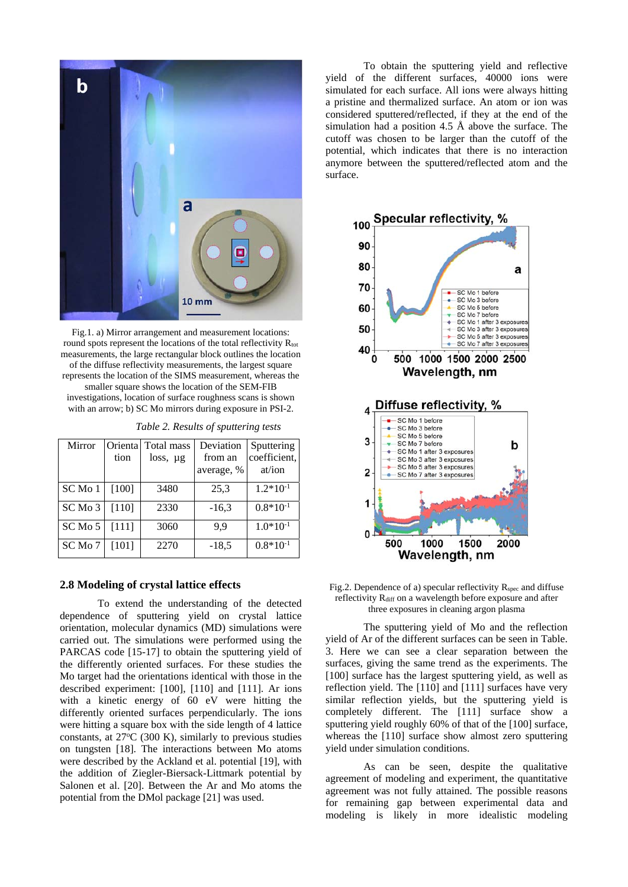Fig.1. a) Mirror arrangement and measurement locations: round spots represent the locations of the total reflectivity $R_{tot}$ measurements, the large rectangular block outlines the location of the diffuse reflectivity measurements, the largest square represents the location of the SIMS measurement, whereas the smaller square shows the location of the SEM-FIB investigations, location of surface roughness scans is shown with an arrow; b) SC Mo mirrors during exposure in PSI-2.

*Table 2. Results of sputtering tests*

| Mirror | Orientation | Total mass loss, μg | Deviation from an average, % | Sputtering coefficient, at/ion |
|---|---|---|---|---|
| SC Mo 1 | [100] | 3480 | 25,3 | $1.2*10^{-1}$ |
| SC Mo 3 | [110] | 2330 | -16,3 | $0.8*10^{-1}$ |
| SC Mo 5 | [111] | 3060 | 9,9 | $1.0*10^{-1}$ |
| SC Mo 7 | [101] | 2270 | -18,5 | $0.8*10^{-1}$ |

## 2.8 Modeling of crystal lattice effects

To extend the understanding of the detected dependence of sputtering yield on crystal lattice orientation, molecular dynamics (MD) simulations were carried out. The simulations were performed using the PARCAS code [15-17] to obtain the sputtering yield of the differently oriented surfaces. For these studies the Mo target had the orientations identical with those in the described experiment: [100], [110] and [111]. Ar ions with a kinetic energy of 60 eV were hitting the differently oriented surfaces perpendicularly. The ions were hitting a square box with the side length of 4 lattice constants, at 27ºC (300 K), similarly to previous studies on tungsten [18]. The interactions between Mo atoms were described by the Ackland et al. potential [19], with the addition of Ziegler-Biersack-Littmark potential by Salonen et al. [20]. Between the Ar and Mo atoms the potential from the DMol package [21] was used.

To obtain the sputtering yield and reflective yield of the different surfaces, 40000 ions were simulated for each surface. All ions were always hitting a pristine and thermalized surface. An atom or ion was considered sputtered/reflected, if they at the end of the simulation had a position 4.5 Å above the surface. The cutoff was chosen to be larger than the cutoff of the potential, which indicates that there is no interaction anymore between the sputtered/reflected atom and the surface.

Fig.2. Dependence of a) specular reflectivity $R_{spec}$ and diffuse reflectivity $R_{diff}$ on a wavelength before exposure and after three exposures in cleaning argon plasma

The sputtering yield of Mo and the reflection yield of Ar of the different surfaces can be seen in Table. 3. Here we can see a clear separation between the surfaces, giving the same trend as the experiments. The [100] surface has the largest sputtering yield, as well as reflection yield. The [110] and [111] surfaces have very similar reflection yields, but the sputtering yield is completely different. The [111] surface show a sputtering yield roughly 60% of that of the [100] surface, whereas the [110] surface show almost zero sputtering yield under simulation conditions.

As can be seen, despite the qualitative agreement of modeling and experiment, the quantitative agreement was not fully attained. The possible reasons for remaining gap between experimental data and modeling is likely in more idealistic modeling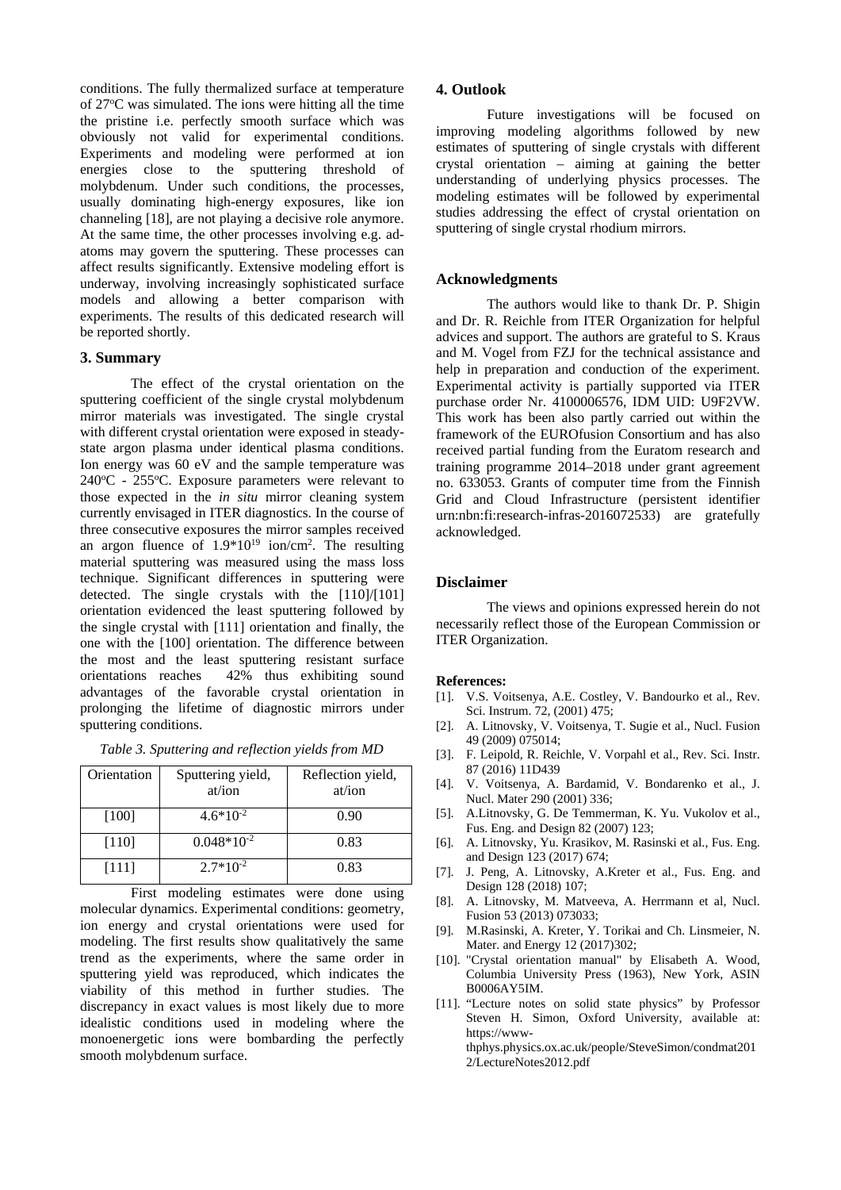conditions. The fully thermalized surface at temperature of 27°C was simulated. The ions were hitting all the time the pristine i.e. perfectly smooth surface which was obviously not valid for experimental conditions. Experiments and modeling were performed at ion energies close to the sputtering threshold of molybdenum. Under such conditions, the processes, usually dominating high-energy exposures, like ion channeling [18], are not playing a decisive role anymore. At the same time, the other processes involving e.g. ad-atoms may govern the sputtering. These processes can affect results significantly. Extensive modeling effort is underway, involving increasingly sophisticated surface models and allowing a better comparison with experiments. The results of this dedicated research will be reported shortly.

## 3. Summary

The effect of the crystal orientation on the sputtering coefficient of the single crystal molybdenum mirror materials was investigated. The single crystal with different crystal orientation were exposed in steady-state argon plasma under identical plasma conditions. Ion energy was 60 eV and the sample temperature was 240°C - 255°C. Exposure parameters were relevant to those expected in the *in situ* mirror cleaning system currently envisaged in ITER diagnostics. In the course of three consecutive exposures the mirror samples received an argon fluence of $1.9*10^{19}$ ion/cm$^2$. The resulting material sputtering was measured using the mass loss technique. Significant differences in sputtering were detected. The single crystals with the [110]/[101] orientation evidenced the least sputtering followed by the single crystal with [111] orientation and finally, the one with the [100] orientation. The difference between the most and the least sputtering resistant surface orientations reaches 42% thus exhibiting sound advantages of the favorable crystal orientation in prolonging the lifetime of diagnostic mirrors under sputtering conditions.

*Table 3. Sputtering and reflection yields from MD*

| Orientation | Sputtering yield, at/ion | Reflection yield, at/ion |
|---|---|---|
| [100] | $4.6*10^{-2}$ | 0.90 |
| [110] | $0.048*10^{-2}$ | 0.83 |
| [111] | $2.7*10^{-2}$ | 0.83 |

First modeling estimates were done using molecular dynamics. Experimental conditions: geometry, ion energy and crystal orientations were used for modeling. The first results show qualitatively the same trend as the experiments, where the same order in sputtering yield was reproduced, which indicates the viability of this method in further studies. The discrepancy in exact values is most likely due to more idealistic conditions used in modeling where the monoenergetic ions were bombarding the perfectly smooth molybdenum surface.

## 4. Outlook

Future investigations will be focused on improving modeling algorithms followed by new estimates of sputtering of single crystals with different crystal orientation – aiming at gaining the better understanding of underlying physics processes. The modeling estimates will be followed by experimental studies addressing the effect of crystal orientation on sputtering of single crystal rhodium mirrors.

## Acknowledgments

The authors would like to thank Dr. P. Shigin and Dr. R. Reichle from ITER Organization for helpful advices and support. The authors are grateful to S. Kraus and M. Vogel from FZJ for the technical assistance and help in preparation and conduction of the experiment. Experimental activity is partially supported via ITER purchase order Nr. 4100006576, IDM UID: U9F2VW. This work has been also partly carried out within the framework of the EUROfusion Consortium and has also received partial funding from the Euratom research and training programme 2014–2018 under grant agreement no. 633053. Grants of computer time from the Finnish Grid and Cloud Infrastructure (persistent identifier urn:nbn:fi:research-infras-2016072533) are gratefully acknowledged.

## Disclaimer

The views and opinions expressed herein do not necessarily reflect those of the European Commission or ITER Organization.

**References:**

[1]. V.S. Voitsenya, A.E. Costley, V. Bandourko et al., Rev. Sci. Instrum. 72, (2001) 475;

[2]. A. Litnovsky, V. Voitsenya, T. Sugie et al., Nucl. Fusion 49 (2009) 075014;

[3]. F. Leipold, R. Reichle, V. Vorpahl et al., Rev. Sci. Instr. 87 (2016) 11D439

[4]. V. Voitsenya, A. Bardamid, V. Bondarenko et al., J. Nucl. Mater 290 (2001) 336;

[5]. A.Litnovsky, G. De Temmerman, K. Yu. Vukolov et al., Fus. Eng. and Design 82 (2007) 123;

[6]. A. Litnovsky, Yu. Krasikov, M. Rasinski et al., Fus. Eng. and Design 123 (2017) 674;

[7]. J. Peng, A. Litnovsky, A.Kreter et al., Fus. Eng. and Design 128 (2018) 107;

[8]. A. Litnovsky, M. Matveeva, A. Herrmann et al, Nucl. Fusion 53 (2013) 073033;

[9]. M.Rasinski, A. Kreter, Y. Torikai and Ch. Linsmeier, N. Mater. and Energy 12 (2017)302;

[10]. "Crystal orientation manual" by Elisabeth A. Wood, Columbia University Press (1963), New York, ASIN B0006AY5IM.

[11]. "Lecture notes on solid state physics" by Professor Steven H. Simon, Oxford University, available at: https://www-thphys.physics.ox.ac.uk/people/SteveSimon/condmat2012/LectureNotes2012.pdf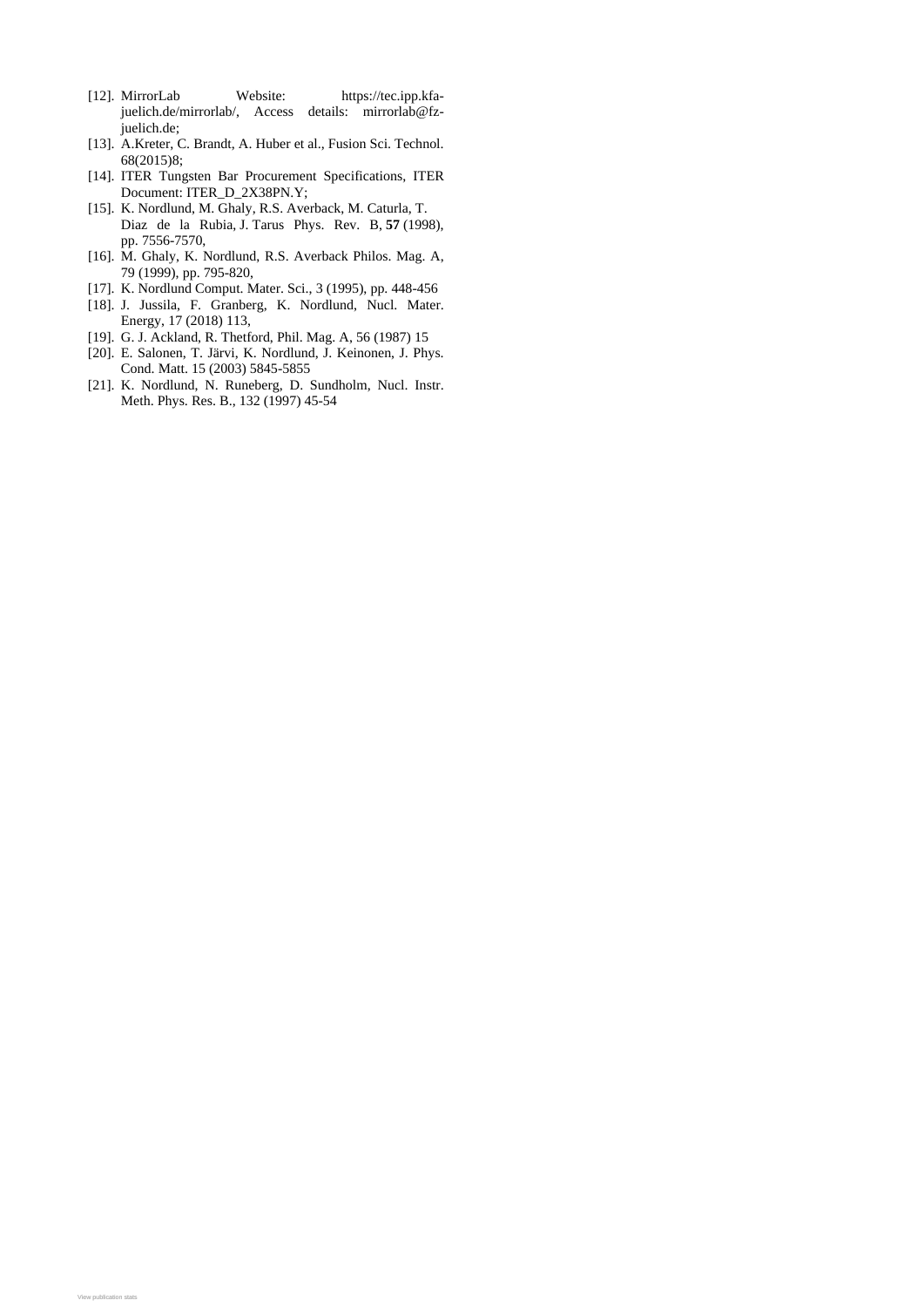[12]. MirrorLab Website: https://tec.ipp.kfa-juelich.de/mirrorlab/, Access details: mirrorlab@fz-juelich.de;

[13]. A.Kreter, C. Brandt, A. Huber et al., Fusion Sci. Technol. 68(2015)8;

[14]. ITER Tungsten Bar Procurement Specifications, ITER Document: ITER_D_2X38PN.Y;

[15]. K. Nordlund, M. Ghaly, R.S. Averback, M. Caturla, T. Diaz de la Rubia, J. Tarus Phys. Rev. B, **57** (1998), pp. 7556-7570,

[16]. M. Ghaly, K. Nordlund, R.S. Averback Philos. Mag. A, 79 (1999), pp. 795-820,

[17]. K. Nordlund Comput. Mater. Sci., 3 (1995), pp. 448-456

[18]. J. Jussila, F. Granberg, K. Nordlund, Nucl. Mater. Energy, 17 (2018) 113,

[19]. G. J. Ackland, R. Thetford, Phil. Mag. A, 56 (1987) 15

[20]. E. Salonen, T. Järvi, K. Nordlund, J. Keinonen, J. Phys. Cond. Matt. 15 (2003) 5845-5855

[21]. K. Nordlund, N. Runeberg, D. Sundholm, Nucl. Instr. Meth. Phys. Res. B., 132 (1997) 45-54